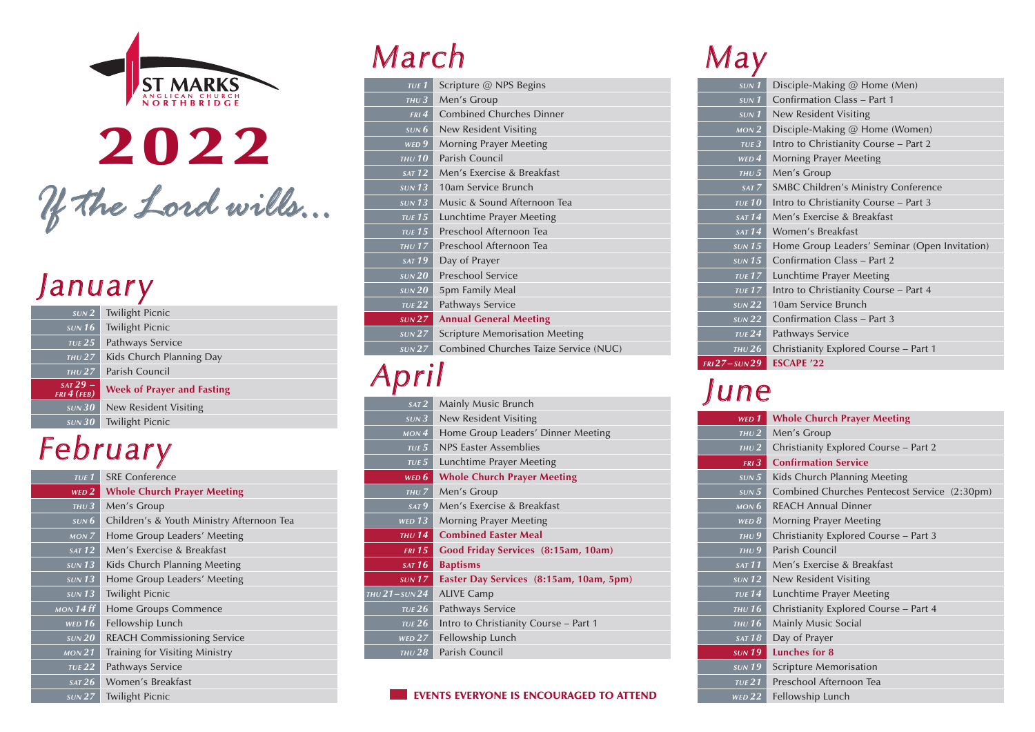ST MARKS
ANGLICAN CHURCH
NORTHBRIDGE

# 2022

*If the Lord wills...*

## January

| | |
|---|---|
| SUN 2 | Twilight Picnic |
| SUN 16 | Twilight Picnic |
| TUE 25 | Pathways Service |
| THU 27 | Kids Church Planning Day |
| THU 27 | Parish Council |
| SAT 29 – FRI 4 (FEB) | **Week of Prayer and Fasting** |
| SUN 30 | New Resident Visiting |
| SUN 30 | Twilight Picnic |

## February

| | |
|---|---|
| TUE 1 | SRE Conference |
| WED 2 | **Whole Church Prayer Meeting** |
| THU 3 | Men's Group |
| SUN 6 | Children's & Youth Ministry Afternoon Tea |
| MON 7 | Home Group Leaders' Meeting |
| SAT 12 | Men's Exercise & Breakfast |
| SUN 13 | Kids Church Planning Meeting |
| SUN 13 | Home Group Leaders' Meeting |
| SUN 13 | Twilight Picnic |
| MON 14 ff | Home Groups Commence |
| WED 16 | Fellowship Lunch |
| SUN 20 | REACH Commissioning Service |
| MON 21 | Training for Visiting Ministry |
| TUE 22 | Pathways Service |
| SAT 26 | Women's Breakfast |
| SUN 27 | Twilight Picnic |

## March

| | |
|---|---|
| TUE 1 | Scripture @ NPS Begins |
| THU 3 | Men's Group |
| FRI 4 | Combined Churches Dinner |
| SUN 6 | New Resident Visiting |
| WED 9 | Morning Prayer Meeting |
| THU 10 | Parish Council |
| SAT 12 | Men's Exercise & Breakfast |
| SUN 13 | 10am Service Brunch |
| SUN 13 | Music & Sound Afternoon Tea |
| TUE 15 | Lunchtime Prayer Meeting |
| TUE 15 | Preschool Afternoon Tea |
| THU 17 | Preschool Afternoon Tea |
| SAT 19 | Day of Prayer |
| SUN 20 | Preschool Service |
| SUN 20 | 5pm Family Meal |
| TUE 22 | Pathways Service |
| SUN 27 | **Annual General Meeting** |
| SUN 27 | Scripture Memorisation Meeting |
| SUN 27 | Combined Churches Taize Service (NUC) |

## April

| | |
|---|---|
| SAT 2 | Mainly Music Brunch |
| SUN 3 | New Resident Visiting |
| MON 4 | Home Group Leaders' Dinner Meeting |
| TUE 5 | NPS Easter Assemblies |
| TUE 5 | Lunchtime Prayer Meeting |
| WED 6 | **Whole Church Prayer Meeting** |
| THU 7 | Men's Group |
| SAT 9 | Men's Exercise & Breakfast |
| WED 13 | Morning Prayer Meeting |
| THU 14 | **Combined Easter Meal** |
| FRI 15 | **Good Friday Services (8:15am, 10am)** |
| SAT 16 | **Baptisms** |
| SUN 17 | **Easter Day Services (8:15am, 10am, 5pm)** |
| THU 21 – SUN 24 | ALIVE Camp |
| TUE 26 | Pathways Service |
| TUE 26 | Intro to Christianity Course – Part 1 |
| WED 27 | Fellowship Lunch |
| THU 28 | Parish Council |

**EVENTS EVERYONE IS ENCOURAGED TO ATTEND** (shown in bold)

## May

| | |
|---|---|
| SUN 1 | Disciple-Making @ Home (Men) |
| SUN 1 | Confirmation Class – Part 1 |
| SUN 1 | New Resident Visiting |
| MON 2 | Disciple-Making @ Home (Women) |
| TUE 3 | Intro to Christianity Course – Part 2 |
| WED 4 | Morning Prayer Meeting |
| THU 5 | Men's Group |
| SAT 7 | SMBC Children's Ministry Conference |
| TUE 10 | Intro to Christianity Course – Part 3 |
| SAT 14 | Men's Exercise & Breakfast |
| SAT 14 | Women's Breakfast |
| SUN 15 | Home Group Leaders' Seminar (Open Invitation) |
| SUN 15 | Confirmation Class – Part 2 |
| TUE 17 | Lunchtime Prayer Meeting |
| TUE 17 | Intro to Christianity Course – Part 4 |
| SUN 22 | 10am Service Brunch |
| SUN 22 | Confirmation Class – Part 3 |
| TUE 24 | Pathways Service |
| THU 26 | Christianity Explored Course – Part 1 |
| FRI 27 – SUN 29 | **ESCAPE '22** |

## June

| | |
|---|---|
| WED 1 | **Whole Church Prayer Meeting** |
| THU 2 | Men's Group |
| THU 2 | Christianity Explored Course – Part 2 |
| FRI 3 | **Confirmation Service** |
| SUN 5 | Kids Church Planning Meeting |
| SUN 5 | Combined Churches Pentecost Service (2:30pm) |
| MON 6 | REACH Annual Dinner |
| WED 8 | Morning Prayer Meeting |
| THU 9 | Christianity Explored Course – Part 3 |
| THU 9 | Parish Council |
| SAT 11 | Men's Exercise & Breakfast |
| SUN 12 | New Resident Visiting |
| TUE 14 | Lunchtime Prayer Meeting |
| THU 16 | Christianity Explored Course – Part 4 |
| THU 16 | Mainly Music Social |
| SAT 18 | Day of Prayer |
| SUN 19 | **Lunches for 8** |
| SUN 19 | Scripture Memorisation |
| TUE 21 | Preschool Afternoon Tea |
| WED 22 | Fellowship Lunch |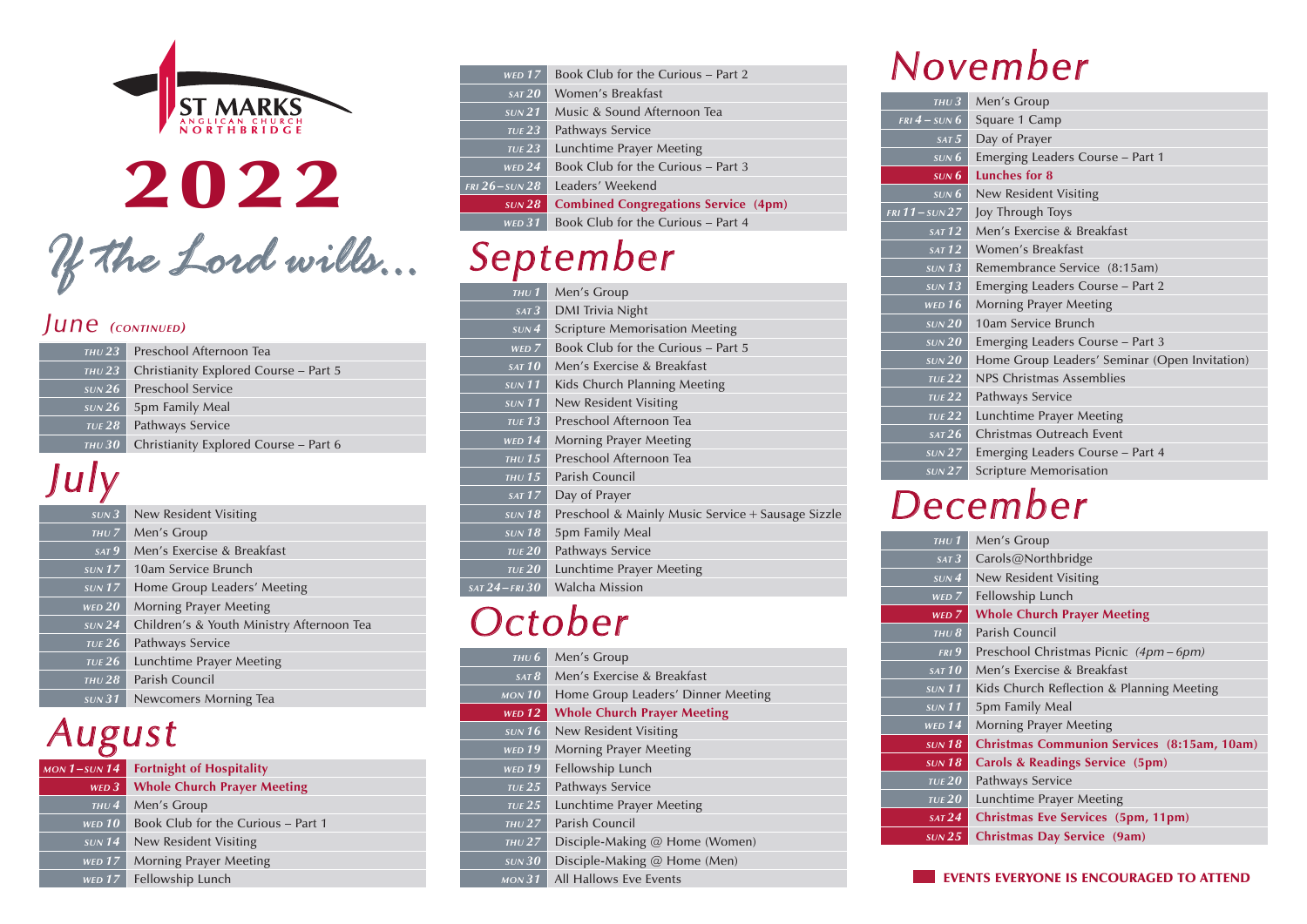ST MARKS
ANGLICAN CHURCH
NORTHBRIDGE

# 2022

*If the Lord wills...*

## June *(continued)*

| | |
|---|---|
| THU 23 | Preschool Afternoon Tea |
| THU 23 | Christianity Explored Course – Part 5 |
| SUN 26 | Preschool Service |
| SUN 26 | 5pm Family Meal |
| TUE 28 | Pathways Service |
| THU 30 | Christianity Explored Course – Part 6 |

## July

| | |
|---|---|
| SUN 3 | New Resident Visiting |
| THU 7 | Men's Group |
| SAT 9 | Men's Exercise & Breakfast |
| SUN 17 | 10am Service Brunch |
| SUN 17 | Home Group Leaders' Meeting |
| WED 20 | Morning Prayer Meeting |
| SUN 24 | Children's & Youth Ministry Afternoon Tea |
| TUE 26 | Pathways Service |
| TUE 26 | Lunchtime Prayer Meeting |
| THU 28 | Parish Council |
| SUN 31 | Newcomers Morning Tea |

## August

| | |
|---|---|
| **MON 1 – SUN 14** | **Fortnight of Hospitality** |
| **WED 3** | **Whole Church Prayer Meeting** |
| THU 4 | Men's Group |
| WED 10 | Book Club for the Curious – Part 1 |
| SUN 14 | New Resident Visiting |
| WED 17 | Morning Prayer Meeting |
| WED 17 | Fellowship Lunch |
| WED 17 | Book Club for the Curious – Part 2 |
| SAT 20 | Women's Breakfast |
| SUN 21 | Music & Sound Afternoon Tea |
| TUE 23 | Pathways Service |
| TUE 23 | Lunchtime Prayer Meeting |
| WED 24 | Book Club for the Curious – Part 3 |
| FRI 26 – SUN 28 | Leaders' Weekend |
| **SUN 28** | **Combined Congregations Service (4pm)** |
| WED 31 | Book Club for the Curious – Part 4 |

## September

| | |
|---|---|
| THU 1 | Men's Group |
| SAT 3 | DMI Trivia Night |
| SUN 4 | Scripture Memorisation Meeting |
| WED 7 | Book Club for the Curious – Part 5 |
| SAT 10 | Men's Exercise & Breakfast |
| SUN 11 | Kids Church Planning Meeting |
| SUN 11 | New Resident Visiting |
| TUE 13 | Preschool Afternoon Tea |
| WED 14 | Morning Prayer Meeting |
| THU 15 | Preschool Afternoon Tea |
| THU 15 | Parish Council |
| SAT 17 | Day of Prayer |
| SUN 18 | Preschool & Mainly Music Service + Sausage Sizzle |
| SUN 18 | 5pm Family Meal |
| TUE 20 | Pathways Service |
| TUE 20 | Lunchtime Prayer Meeting |
| SAT 24 – FRI 30 | Walcha Mission |

## October

| | |
|---|---|
| THU 6 | Men's Group |
| SAT 8 | Men's Exercise & Breakfast |
| MON 10 | Home Group Leaders' Dinner Meeting |
| **WED 12** | **Whole Church Prayer Meeting** |
| SUN 16 | New Resident Visiting |
| WED 19 | Morning Prayer Meeting |
| WED 19 | Fellowship Lunch |
| TUE 25 | Pathways Service |
| TUE 25 | Lunchtime Prayer Meeting |
| THU 27 | Parish Council |
| THU 27 | Disciple-Making @ Home (Women) |
| SUN 30 | Disciple-Making @ Home (Men) |
| MON 31 | All Hallows Eve Events |

## November

| | |
|---|---|
| THU 3 | Men's Group |
| FRI 4 – SUN 6 | Square 1 Camp |
| SAT 5 | Day of Prayer |
| SUN 6 | Emerging Leaders Course – Part 1 |
| **SUN 6** | **Lunches for 8** |
| SUN 6 | New Resident Visiting |
| FRI 11 – SUN 27 | Joy Through Toys |
| SAT 12 | Men's Exercise & Breakfast |
| SAT 12 | Women's Breakfast |
| SUN 13 | Remembrance Service (8:15am) |
| SUN 13 | Emerging Leaders Course – Part 2 |
| WED 16 | Morning Prayer Meeting |
| SUN 20 | 10am Service Brunch |
| SUN 20 | Emerging Leaders Course – Part 3 |
| SUN 20 | Home Group Leaders' Seminar (Open Invitation) |
| TUE 22 | NPS Christmas Assemblies |
| TUE 22 | Pathways Service |
| TUE 22 | Lunchtime Prayer Meeting |
| SAT 26 | Christmas Outreach Event |
| SUN 27 | Emerging Leaders Course – Part 4 |
| SUN 27 | Scripture Memorisation |

## December

| | |
|---|---|
| THU 1 | Men's Group |
| SAT 3 | Carols@Northbridge |
| SUN 4 | New Resident Visiting |
| WED 7 | Fellowship Lunch |
| **WED 7** | **Whole Church Prayer Meeting** |
| THU 8 | Parish Council |
| FRI 9 | Preschool Christmas Picnic *(4pm – 6pm)* |
| SAT 10 | Men's Exercise & Breakfast |
| SUN 11 | Kids Church Reflection & Planning Meeting |
| SUN 11 | 5pm Family Meal |
| WED 14 | Morning Prayer Meeting |
| **SUN 18** | **Christmas Communion Services (8:15am, 10am)** |
| **SUN 18** | **Carols & Readings Service (5pm)** |
| TUE 20 | Pathways Service |
| TUE 20 | Lunchtime Prayer Meeting |
| **SAT 24** | **Christmas Eve Services (5pm, 11pm)** |
| **SUN 25** | **Christmas Day Service (9am)** |

**EVENTS EVERYONE IS ENCOURAGED TO ATTEND**